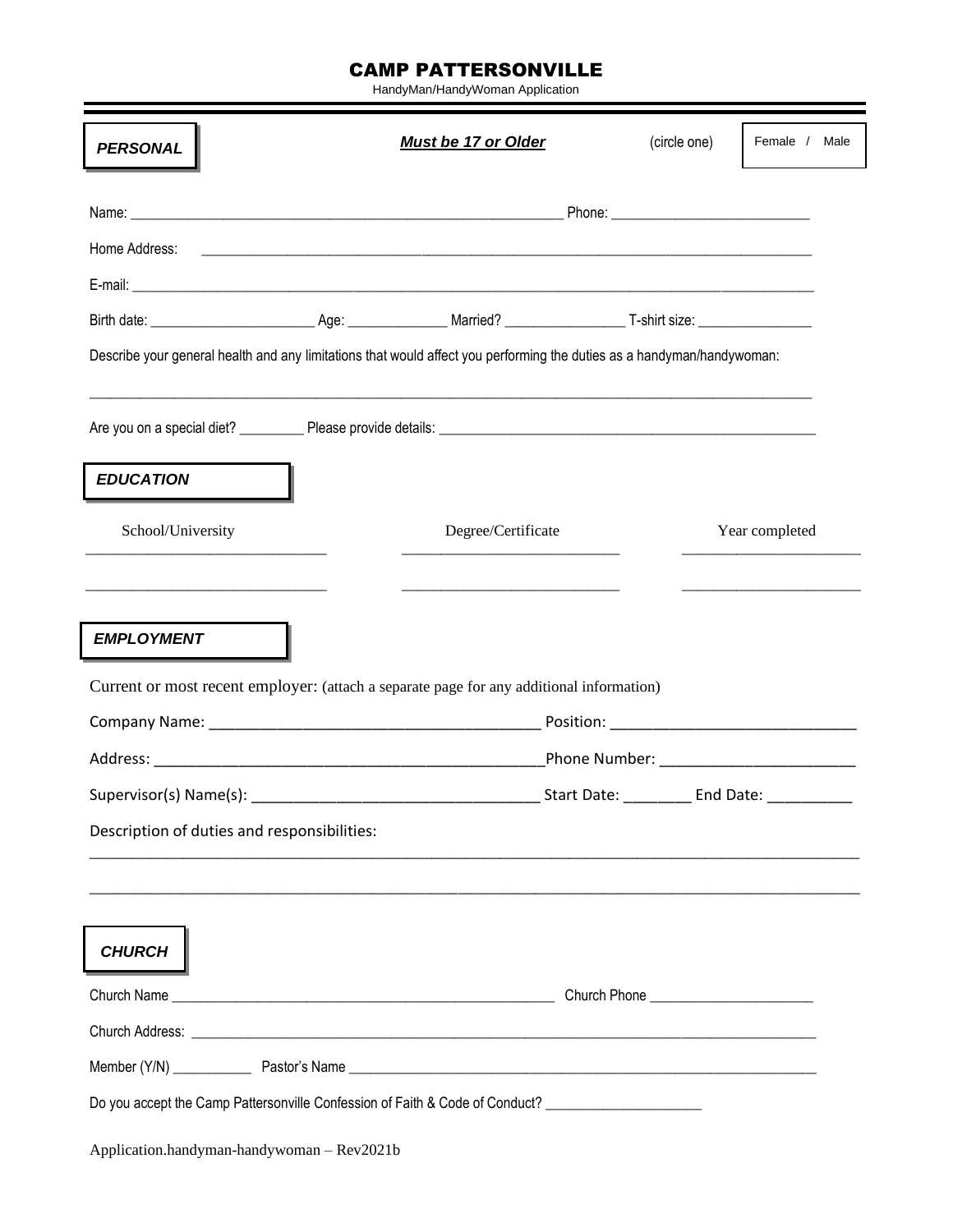# CAMP PATTERSONVILLE

HandyMan/HandyWoman Application

## *PERSONAL*

***Must be 17 or Older***

(circle one) Female / Male

Name: ____________________________________________ Phone: ______________________

Home Address: ____________________________________________________________________

E-mail: __________________________________________________________________________

Birth date: ___________________ Age: ____________ Married? ______________ T-shirt size: ______________

Describe your general health and any limitations that would affect you performing the duties as a handyman/handywoman:

__________________________________________________________________________________

Are you on a special diet? ________ Please provide details: ______________________________________________

## *EDUCATION*

| School/University | Degree/Certificate | Year completed |
|---|---|---|
| ______________________ | ______________________ | __________________ |
| ______________________ | ______________________ | __________________ |

## *EMPLOYMENT*

Current or most recent employer: (attach a separate page for any additional information)

Company Name: ___________________________________ Position: ________________________

Address: ______________________________________Phone Number: ____________________

Supervisor(s) Name(s): ____________________________ Start Date: ________ End Date: __________

Description of duties and responsibilities:

__________________________________________________________________________________

__________________________________________________________________________________

## *CHURCH*

Church Name ____________________________________________ Church Phone ____________________

Church Address: __________________________________________________________________________

Member (Y/N) __________ Pastor's Name ______________________________________________________

Do you accept the Camp Pattersonville Confession of Faith & Code of Conduct? ____________________

Application.handyman-handywoman – Rev2021b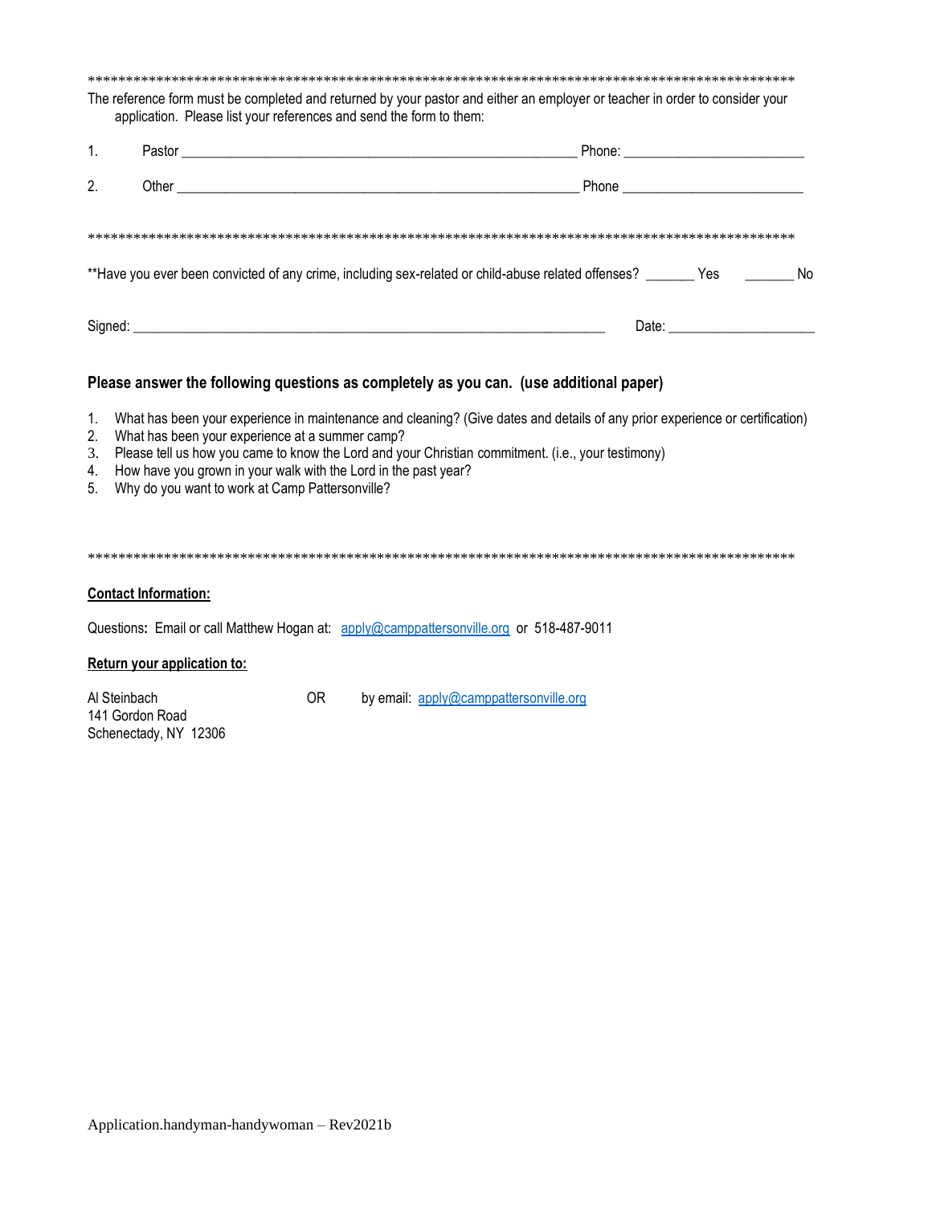\*\*\*\*\*\*\*\*\*\*\*\*\*\*\*\*\*\*\*\*\*\*\*\*\*\*\*\*\*\*\*\*\*\*\*\*\*\*\*\*\*\*\*\*\*\*\*\*\*\*\*\*\*\*\*\*\*\*\*\*\*\*\*\*\*\*\*\*\*\*\*\*\*\*\*\*\*\*\*\*\*\*\*\*\*\*\*\*\*\*\*\*\*\*\*\*

The reference form must be completed and returned by your pastor and either an employer or teacher in order to consider your application. Please list your references and send the form to them:

1. Pastor _______________________________________________ Phone: ________________________

2. Other _________________________________________________ Phone ________________________

\*\*\*\*\*\*\*\*\*\*\*\*\*\*\*\*\*\*\*\*\*\*\*\*\*\*\*\*\*\*\*\*\*\*\*\*\*\*\*\*\*\*\*\*\*\*\*\*\*\*\*\*\*\*\*\*\*\*\*\*\*\*\*\*\*\*\*\*\*\*\*\*\*\*\*\*\*\*\*\*\*\*\*\*\*\*\*\*\*\*\*\*\*\*\*\*

\*\*Have you ever been convicted of any crime, including sex-related or child-abuse related offenses? _______ Yes _______ No

Signed: ______________________________________________________________ Date: ____________________

### Please answer the following questions as completely as you can. (use additional paper)

1. What has been your experience in maintenance and cleaning? (Give dates and details of any prior experience or certification)
2. What has been your experience at a summer camp?
3. Please tell us how you came to know the Lord and your Christian commitment. (i.e., your testimony)
4. How have you grown in your walk with the Lord in the past year?
5. Why do you want to work at Camp Pattersonville?

\*\*\*\*\*\*\*\*\*\*\*\*\*\*\*\*\*\*\*\*\*\*\*\*\*\*\*\*\*\*\*\*\*\*\*\*\*\*\*\*\*\*\*\*\*\*\*\*\*\*\*\*\*\*\*\*\*\*\*\*\*\*\*\*\*\*\*\*\*\*\*\*\*\*\*\*\*\*\*\*\*\*\*\*\*\*\*\*\*\*\*\*\*\*\*\*

**Contact Information:**

Questions**:** Email or call Matthew Hogan at: apply@camppattersonville.org or 518-487-9011

**Return your application to:**

Al Steinbach
141 Gordon Road
Schenectady, NY 12306

OR by email: apply@camppattersonville.org

Application.handyman-handywoman – Rev2021b